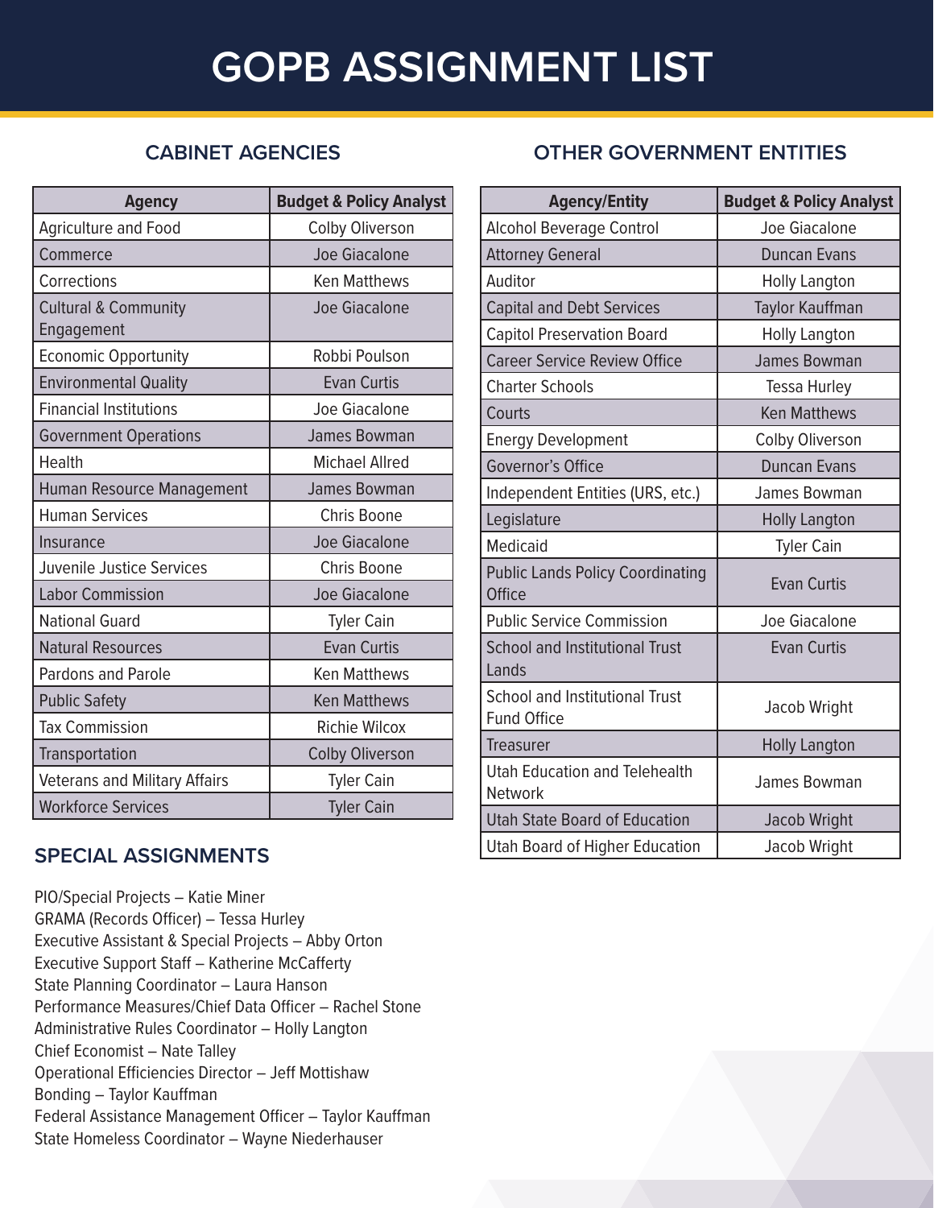# GOPB ASSIGNMENT LIST

## CABINET AGENCIES

| Agency | Budget & Policy Analyst |
|---|---|
| Agriculture and Food | Colby Oliverson |
| Commerce | Joe Giacalone |
| Corrections | Ken Matthews |
| Cultural & Community Engagement | Joe Giacalone |
| Economic Opportunity | Robbi Poulson |
| Environmental Quality | Evan Curtis |
| Financial Institutions | Joe Giacalone |
| Government Operations | James Bowman |
| Health | Michael Allred |
| Human Resource Management | James Bowman |
| Human Services | Chris Boone |
| Insurance | Joe Giacalone |
| Juvenile Justice Services | Chris Boone |
| Labor Commission | Joe Giacalone |
| National Guard | Tyler Cain |
| Natural Resources | Evan Curtis |
| Pardons and Parole | Ken Matthews |
| Public Safety | Ken Matthews |
| Tax Commission | Richie Wilcox |
| Transportation | Colby Oliverson |
| Veterans and Military Affairs | Tyler Cain |
| Workforce Services | Tyler Cain |

## SPECIAL ASSIGNMENTS

PIO/Special Projects – Katie Miner
GRAMA (Records Officer) – Tessa Hurley
Executive Assistant & Special Projects – Abby Orton
Executive Support Staff – Katherine McCafferty
State Planning Coordinator – Laura Hanson
Performance Measures/Chief Data Officer – Rachel Stone
Administrative Rules Coordinator – Holly Langton
Chief Economist – Nate Talley
Operational Efficiencies Director – Jeff Mottishaw
Bonding – Taylor Kauffman
Federal Assistance Management Officer – Taylor Kauffman
State Homeless Coordinator – Wayne Niederhauser

## OTHER GOVERNMENT ENTITIES

| Agency/Entity | Budget & Policy Analyst |
|---|---|
| Alcohol Beverage Control | Joe Giacalone |
| Attorney General | Duncan Evans |
| Auditor | Holly Langton |
| Capital and Debt Services | Taylor Kauffman |
| Capitol Preservation Board | Holly Langton |
| Career Service Review Office | James Bowman |
| Charter Schools | Tessa Hurley |
| Courts | Ken Matthews |
| Energy Development | Colby Oliverson |
| Governor's Office | Duncan Evans |
| Independent Entities (URS, etc.) | James Bowman |
| Legislature | Holly Langton |
| Medicaid | Tyler Cain |
| Public Lands Policy Coordinating Office | Evan Curtis |
| Public Service Commission | Joe Giacalone |
| School and Institutional Trust Lands | Evan Curtis |
| School and Institutional Trust Fund Office | Jacob Wright |
| Treasurer | Holly Langton |
| Utah Education and Telehealth Network | James Bowman |
| Utah State Board of Education | Jacob Wright |
| Utah Board of Higher Education | Jacob Wright |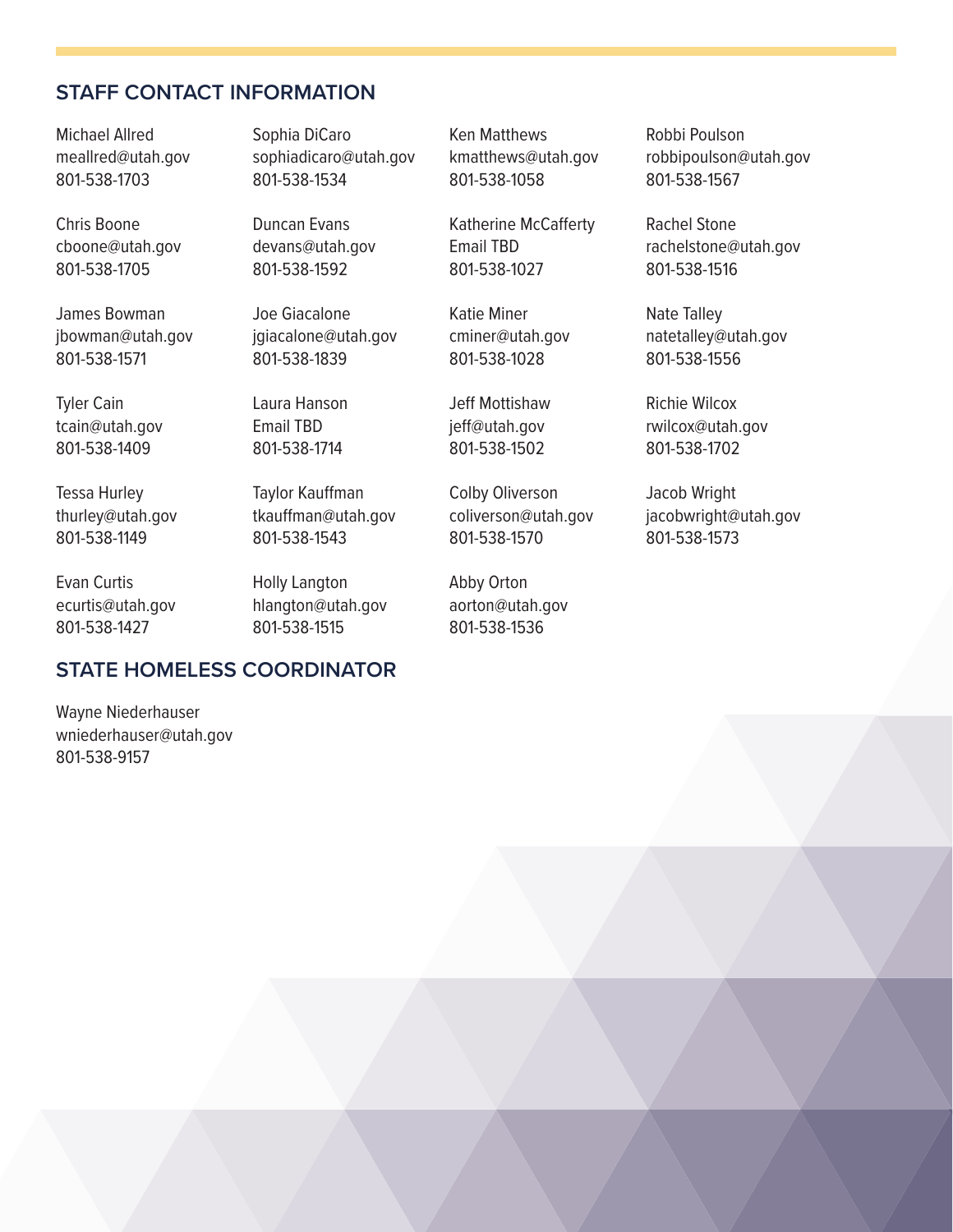## STAFF CONTACT INFORMATION

Michael Allred
meallred@utah.gov
801-538-1703

Chris Boone
cboone@utah.gov
801-538-1705

James Bowman
jbowman@utah.gov
801-538-1571

Tyler Cain
tcain@utah.gov
801-538-1409

Tessa Hurley
thurley@utah.gov
801-538-1149

Evan Curtis
ecurtis@utah.gov
801-538-1427

Sophia DiCaro
sophiadicaro@utah.gov
801-538-1534

Duncan Evans
devans@utah.gov
801-538-1592

Joe Giacalone
jgiacalone@utah.gov
801-538-1839

Laura Hanson
Email TBD
801-538-1714

Taylor Kauffman
tkauffman@utah.gov
801-538-1543

Holly Langton
hlangton@utah.gov
801-538-1515

Ken Matthews
kmatthews@utah.gov
801-538-1058

Katherine McCafferty
Email TBD
801-538-1027

Katie Miner
cminer@utah.gov
801-538-1028

Jeff Mottishaw
jeff@utah.gov
801-538-1502

Colby Oliverson
coliverson@utah.gov
801-538-1570

Abby Orton
aorton@utah.gov
801-538-1536

Robbi Poulson
robbipoulson@utah.gov
801-538-1567

Rachel Stone
rachelstone@utah.gov
801-538-1516

Nate Talley
natetalley@utah.gov
801-538-1556

Richie Wilcox
rwilcox@utah.gov
801-538-1702

Jacob Wright
jacobwright@utah.gov
801-538-1573

## STATE HOMELESS COORDINATOR

Wayne Niederhauser
wniederhauser@utah.gov
801-538-9157